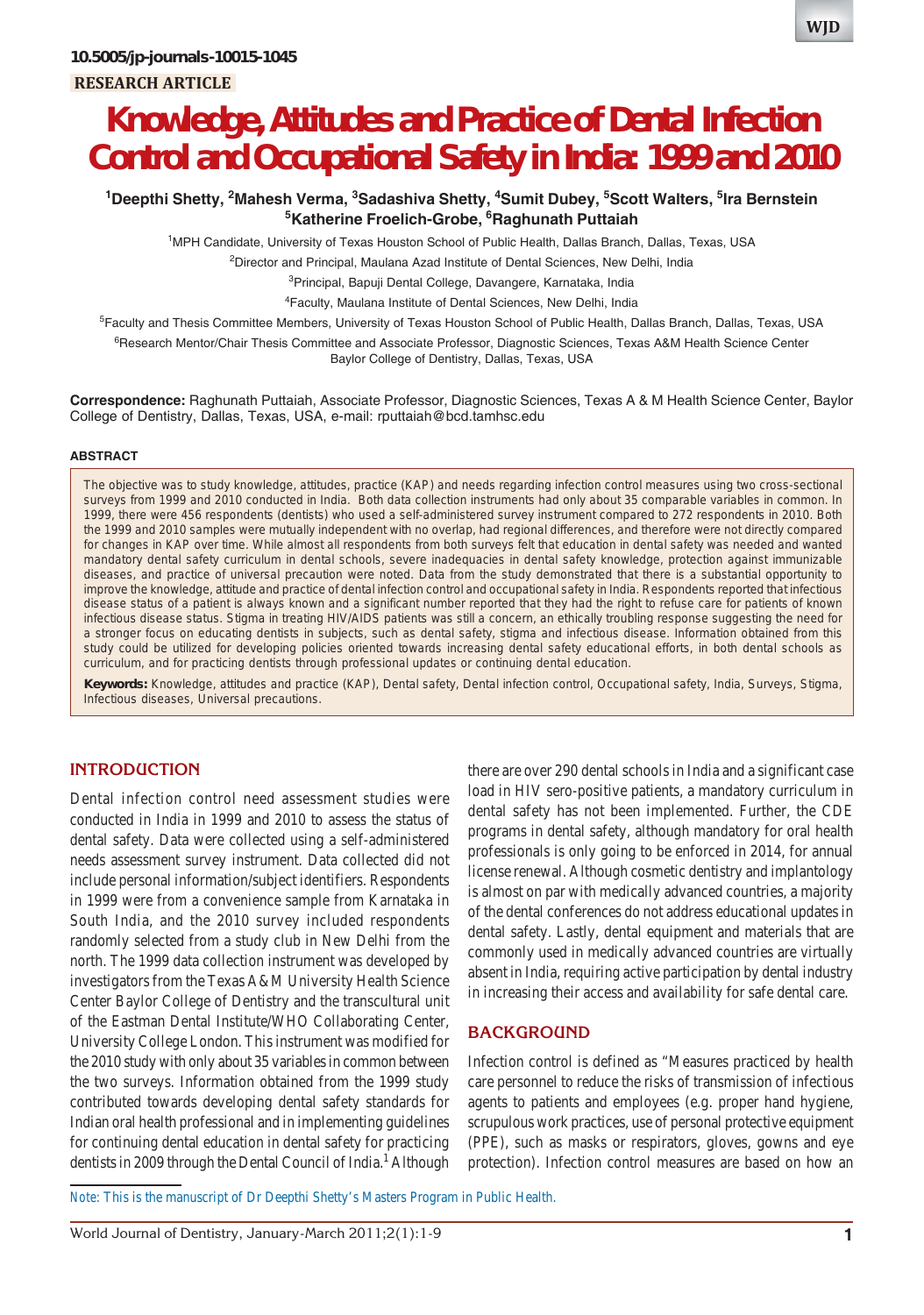10.5005/jp-journals-10015-1045

RESEARCH ARTICLE

# Knowledge, Attitudes and Practice of Dental Infection Control and Occupational Safety in India: 1999 and 2010

[1]Deepthi Shetty, [2]Mahesh Verma, [3]Sadashiva Shetty, [4]Sumit Dubey, [5]Scott Walters, [5]Ira Bernstein, [5]Katherine Froelich-Grobe, [6]Raghunath Puttaiah

[1]MPH Candidate, University of Texas Houston School of Public Health, Dallas Branch, Dallas, Texas, USA

[2]Director and Principal, Maulana Azad Institute of Dental Sciences, New Delhi, India

[3]Principal, Bapuji Dental College, Davangere, Karnataka, India

[4]Faculty, Maulana Institute of Dental Sciences, New Delhi, India

[5]Faculty and Thesis Committee Members, University of Texas Houston School of Public Health, Dallas Branch, Dallas, Texas, USA

[6]Research Mentor/Chair Thesis Committee and Associate Professor, Diagnostic Sciences, Texas A&M Health Science Center Baylor College of Dentistry, Dallas, Texas, USA

**Correspondence:** Raghunath Puttaiah, Associate Professor, Diagnostic Sciences, Texas A & M Health Science Center, Baylor College of Dentistry, Dallas, Texas, USA, e-mail: rputtaiah@bcd.tamhsc.edu

## ABSTRACT

The objective was to study knowledge, attitudes, practice (KAP) and needs regarding infection control measures using two cross-sectional surveys from 1999 and 2010 conducted in India. Both data collection instruments had only about 35 comparable variables in common. In 1999, there were 456 respondents (dentists) who used a self-administered survey instrument compared to 272 respondents in 2010. Both the 1999 and 2010 samples were mutually independent with no overlap, had regional differences, and therefore were not directly compared for changes in KAP over time. While almost all respondents from both surveys felt that education in dental safety was needed and wanted mandatory dental safety curriculum in dental schools, severe inadequacies in dental safety knowledge, protection against immunizable diseases, and practice of universal precaution were noted. Data from the study demonstrated that there is a substantial opportunity to improve the knowledge, attitude and practice of dental infection control and occupational safety in India. Respondents reported that infectious disease status of a patient is always known and a significant number reported that they had the right to refuse care for patients of known infectious disease status. Stigma in treating HIV/AIDS patients was still a concern, an ethically troubling response suggesting the need for a stronger focus on educating dentists in subjects, such as dental safety, stigma and infectious disease. Information obtained from this study could be utilized for developing policies oriented towards increasing dental safety educational efforts, in both dental schools as curriculum, and for practicing dentists through professional updates or continuing dental education.

**Keywords:** Knowledge, attitudes and practice (KAP), Dental safety, Dental infection control, Occupational safety, India, Surveys, Stigma, Infectious diseases, Universal precautions.

## INTRODUCTION

Dental infection control need assessment studies were conducted in India in 1999 and 2010 to assess the status of dental safety. Data were collected using a self-administered needs assessment survey instrument. Data collected did not include personal information/subject identifiers. Respondents in 1999 were from a convenience sample from Karnataka in South India, and the 2010 survey included respondents randomly selected from a study club in New Delhi from the north. The 1999 data collection instrument was developed by investigators from the Texas A&M University Health Science Center Baylor College of Dentistry and the transcultural unit of the Eastman Dental Institute/WHO Collaborating Center, University College London. This instrument was modified for the 2010 study with only about 35 variables in common between the two surveys. Information obtained from the 1999 study contributed towards developing dental safety standards for Indian oral health professional and in implementing guidelines for continuing dental education in dental safety for practicing dentists in 2009 through the Dental Council of India.[1] Although there are over 290 dental schools in India and a significant case load in HIV sero-positive patients, a mandatory curriculum in dental safety has not been implemented. Further, the CDE programs in dental safety, although mandatory for oral health professionals is only going to be enforced in 2014, for annual license renewal. Although cosmetic dentistry and implantology is almost on par with medically advanced countries, a majority of the dental conferences do not address educational updates in dental safety. Lastly, dental equipment and materials that are commonly used in medically advanced countries are virtually absent in India, requiring active participation by dental industry in increasing their access and availability for safe dental care.

## BACKGROUND

Infection control is defined as "Measures practiced by health care personnel to reduce the risks of transmission of infectious agents to patients and employees (e.g. proper hand hygiene, scrupulous work practices, use of personal protective equipment (PPE), such as masks or respirators, gloves, gowns and eye protection). Infection control measures are based on how an

Note: This is the manuscript of Dr Deepthi Shetty's Masters Program in Public Health.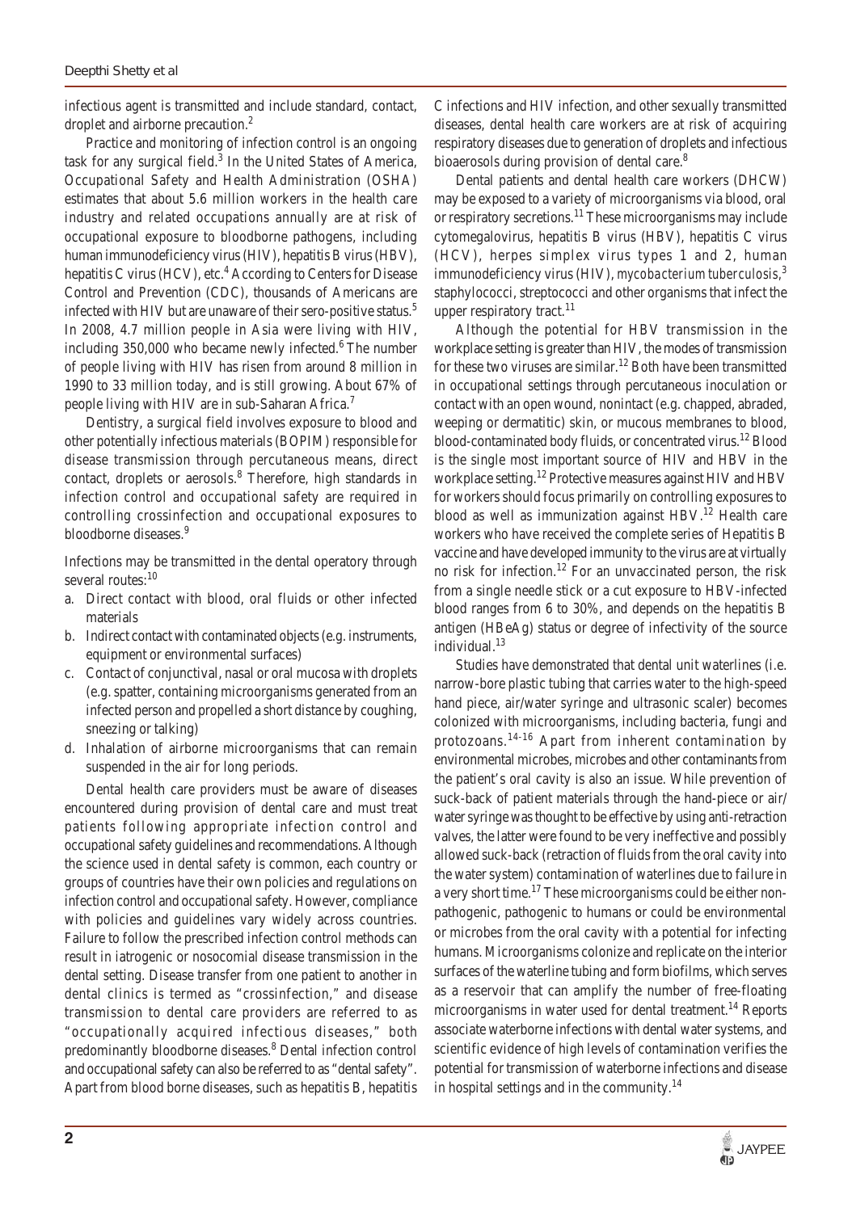infectious agent is transmitted and include standard, contact, droplet and airborne precaution.[2]

Practice and monitoring of infection control is an ongoing task for any surgical field.[3] In the United States of America, Occupational Safety and Health Administration (OSHA) estimates that about 5.6 million workers in the health care industry and related occupations annually are at risk of occupational exposure to bloodborne pathogens, including human immunodeficiency virus (HIV), hepatitis B virus (HBV), hepatitis C virus (HCV), etc.[4] According to Centers for Disease Control and Prevention (CDC), thousands of Americans are infected with HIV but are unaware of their sero-positive status.[5] In 2008, 4.7 million people in Asia were living with HIV, including 350,000 who became newly infected.[6] The number of people living with HIV has risen from around 8 million in 1990 to 33 million today, and is still growing. About 67% of people living with HIV are in sub-Saharan Africa.[7]

Dentistry, a surgical field involves exposure to blood and other potentially infectious materials (BOPIM) responsible for disease transmission through percutaneous means, direct contact, droplets or aerosols.[8] Therefore, high standards in infection control and occupational safety are required in controlling crossinfection and occupational exposures to bloodborne diseases.[9]

Infections may be transmitted in the dental operatory through several routes:[10]

a. Direct contact with blood, oral fluids or other infected materials
b. Indirect contact with contaminated objects (e.g. instruments, equipment or environmental surfaces)
c. Contact of conjunctival, nasal or oral mucosa with droplets (e.g. spatter, containing microorganisms generated from an infected person and propelled a short distance by coughing, sneezing or talking)
d. Inhalation of airborne microorganisms that can remain suspended in the air for long periods.

Dental health care providers must be aware of diseases encountered during provision of dental care and must treat patients following appropriate infection control and occupational safety guidelines and recommendations. Although the science used in dental safety is common, each country or groups of countries have their own policies and regulations on infection control and occupational safety. However, compliance with policies and guidelines vary widely across countries. Failure to follow the prescribed infection control methods can result in iatrogenic or nosocomial disease transmission in the dental setting. Disease transfer from one patient to another in dental clinics is termed as "crossinfection," and disease transmission to dental care providers are referred to as "occupationally acquired infectious diseases," both predominantly bloodborne diseases.[8] Dental infection control and occupational safety can also be referred to as "dental safety". Apart from blood borne diseases, such as hepatitis B, hepatitis C infections and HIV infection, and other sexually transmitted diseases, dental health care workers are at risk of acquiring respiratory diseases due to generation of droplets and infectious bioaerosols during provision of dental care.[8]

Dental patients and dental health care workers (DHCW) may be exposed to a variety of microorganisms via blood, oral or respiratory secretions.[11] These microorganisms may include cytomegalovirus, hepatitis B virus (HBV), hepatitis C virus (HCV), herpes simplex virus types 1 and 2, human immunodeficiency virus (HIV), *mycobacterium tuberculosis*,[3] staphylococci, streptococci and other organisms that infect the upper respiratory tract.[11]

Although the potential for HBV transmission in the workplace setting is greater than HIV, the modes of transmission for these two viruses are similar.[12] Both have been transmitted in occupational settings through percutaneous inoculation or contact with an open wound, nonintact (e.g. chapped, abraded, weeping or dermatitic) skin, or mucous membranes to blood, blood-contaminated body fluids, or concentrated virus.[12] Blood is the single most important source of HIV and HBV in the workplace setting.[12] Protective measures against HIV and HBV for workers should focus primarily on controlling exposures to blood as well as immunization against HBV.[12] Health care workers who have received the complete series of Hepatitis B vaccine and have developed immunity to the virus are at virtually no risk for infection.[12] For an unvaccinated person, the risk from a single needle stick or a cut exposure to HBV-infected blood ranges from 6 to 30%, and depends on the hepatitis B antigen (HBeAg) status or degree of infectivity of the source individual.[13]

Studies have demonstrated that dental unit waterlines (i.e. narrow-bore plastic tubing that carries water to the high-speed hand piece, air/water syringe and ultrasonic scaler) becomes colonized with microorganisms, including bacteria, fungi and protozoans.[14-16] Apart from inherent contamination by environmental microbes, microbes and other contaminants from the patient's oral cavity is also an issue. While prevention of suck-back of patient materials through the hand-piece or air/water syringe was thought to be effective by using anti-retraction valves, the latter were found to be very ineffective and possibly allowed suck-back (retraction of fluids from the oral cavity into the water system) contamination of waterlines due to failure in a very short time.[17] These microorganisms could be either non-pathogenic, pathogenic to humans or could be environmental or microbes from the oral cavity with a potential for infecting humans. Microorganisms colonize and replicate on the interior surfaces of the waterline tubing and form biofilms, which serves as a reservoir that can amplify the number of free-floating microorganisms in water used for dental treatment.[14] Reports associate waterborne infections with dental water systems, and scientific evidence of high levels of contamination verifies the potential for transmission of waterborne infections and disease in hospital settings and in the community.[14]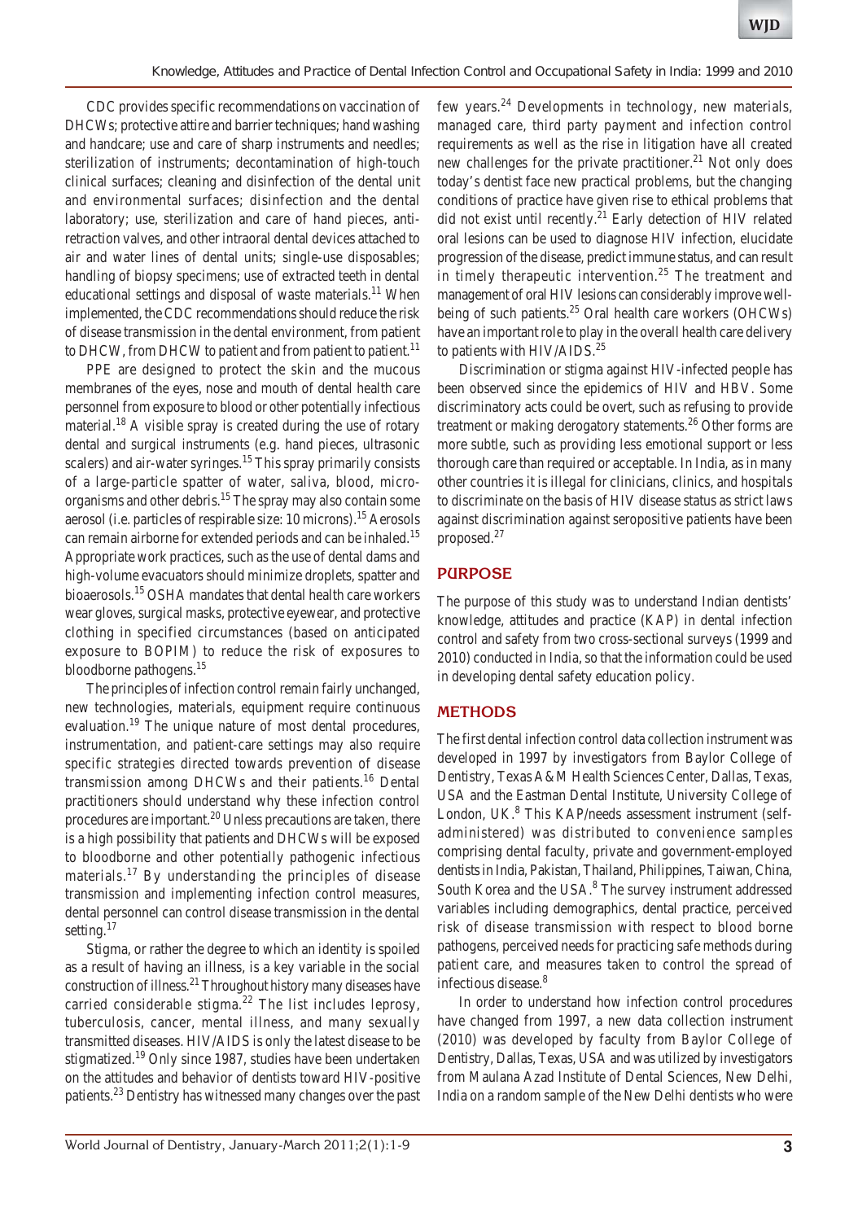CDC provides specific recommendations on vaccination of DHCWs; protective attire and barrier techniques; hand washing and handcare; use and care of sharp instruments and needles; sterilization of instruments; decontamination of high-touch clinical surfaces; cleaning and disinfection of the dental unit and environmental surfaces; disinfection and the dental laboratory; use, sterilization and care of hand pieces, anti-retraction valves, and other intraoral dental devices attached to air and water lines of dental units; single-use disposables; handling of biopsy specimens; use of extracted teeth in dental educational settings and disposal of waste materials.[11] When implemented, the CDC recommendations should reduce the risk of disease transmission in the dental environment, from patient to DHCW, from DHCW to patient and from patient to patient.[11]

PPE are designed to protect the skin and the mucous membranes of the eyes, nose and mouth of dental health care personnel from exposure to blood or other potentially infectious material.[18] A visible spray is created during the use of rotary dental and surgical instruments (e.g. hand pieces, ultrasonic scalers) and air-water syringes.[15] This spray primarily consists of a large-particle spatter of water, saliva, blood, microorganisms and other debris.[15] The spray may also contain some aerosol (i.e. particles of respirable size: 10 microns).[15] Aerosols can remain airborne for extended periods and can be inhaled.[15] Appropriate work practices, such as the use of dental dams and high-volume evacuators should minimize droplets, spatter and bioaerosols.[15] OSHA mandates that dental health care workers wear gloves, surgical masks, protective eyewear, and protective clothing in specified circumstances (based on anticipated exposure to BOPIM) to reduce the risk of exposures to bloodborne pathogens.[15]

The principles of infection control remain fairly unchanged, new technologies, materials, equipment require continuous evaluation.[19] The unique nature of most dental procedures, instrumentation, and patient-care settings may also require specific strategies directed towards prevention of disease transmission among DHCWs and their patients.[16] Dental practitioners should understand why these infection control procedures are important.[20] Unless precautions are taken, there is a high possibility that patients and DHCWs will be exposed to bloodborne and other potentially pathogenic infectious materials.[17] By understanding the principles of disease transmission and implementing infection control measures, dental personnel can control disease transmission in the dental setting.[17]

Stigma, or rather the degree to which an identity is spoiled as a result of having an illness, is a key variable in the social construction of illness.[21] Throughout history many diseases have carried considerable stigma.[22] The list includes leprosy, tuberculosis, cancer, mental illness, and many sexually transmitted diseases. HIV/AIDS is only the latest disease to be stigmatized.[19] Only since 1987, studies have been undertaken on the attitudes and behavior of dentists toward HIV-positive patients.[23] Dentistry has witnessed many changes over the past few years.[24] Developments in technology, new materials, managed care, third party payment and infection control requirements as well as the rise in litigation have all created new challenges for the private practitioner.[21] Not only does today's dentist face new practical problems, but the changing conditions of practice have given rise to ethical problems that did not exist until recently.[21] Early detection of HIV related oral lesions can be used to diagnose HIV infection, elucidate progression of the disease, predict immune status, and can result in timely therapeutic intervention.[25] The treatment and management of oral HIV lesions can considerably improve well-being of such patients.[25] Oral health care workers (OHCWs) have an important role to play in the overall health care delivery to patients with HIV/AIDS.[25]

Discrimination or stigma against HIV-infected people has been observed since the epidemics of HIV and HBV. Some discriminatory acts could be overt, such as refusing to provide treatment or making derogatory statements.[26] Other forms are more subtle, such as providing less emotional support or less thorough care than required or acceptable. In India, as in many other countries it is illegal for clinicians, clinics, and hospitals to discriminate on the basis of HIV disease status as strict laws against discrimination against seropositive patients have been proposed.[27]

## PURPOSE

The purpose of this study was to understand Indian dentists' knowledge, attitudes and practice (KAP) in dental infection control and safety from two cross-sectional surveys (1999 and 2010) conducted in India, so that the information could be used in developing dental safety education policy.

## METHODS

The first dental infection control data collection instrument was developed in 1997 by investigators from Baylor College of Dentistry, Texas A&M Health Sciences Center, Dallas, Texas, USA and the Eastman Dental Institute, University College of London, UK.[8] This KAP/needs assessment instrument (self-administered) was distributed to convenience samples comprising dental faculty, private and government-employed dentists in India, Pakistan, Thailand, Philippines, Taiwan, China, South Korea and the USA.[8] The survey instrument addressed variables including demographics, dental practice, perceived risk of disease transmission with respect to blood borne pathogens, perceived needs for practicing safe methods during patient care, and measures taken to control the spread of infectious disease.[8]

In order to understand how infection control procedures have changed from 1997, a new data collection instrument (2010) was developed by faculty from Baylor College of Dentistry, Dallas, Texas, USA and was utilized by investigators from Maulana Azad Institute of Dental Sciences, New Delhi, India on a random sample of the New Delhi dentists who were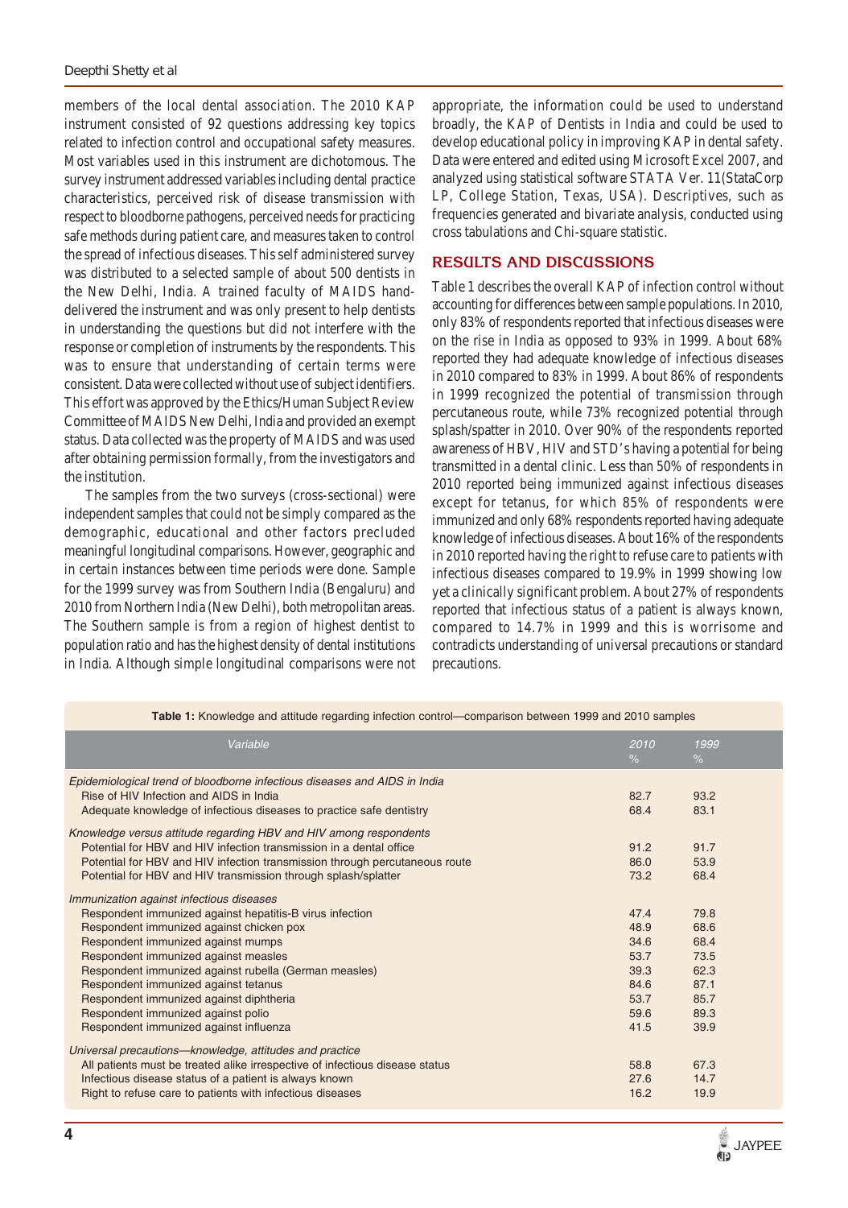members of the local dental association. The 2010 KAP instrument consisted of 92 questions addressing key topics related to infection control and occupational safety measures. Most variables used in this instrument are dichotomous. The survey instrument addressed variables including dental practice characteristics, perceived risk of disease transmission with respect to bloodborne pathogens, perceived needs for practicing safe methods during patient care, and measures taken to control the spread of infectious diseases. This self administered survey was distributed to a selected sample of about 500 dentists in the New Delhi, India. A trained faculty of MAIDS hand-delivered the instrument and was only present to help dentists in understanding the questions but did not interfere with the response or completion of instruments by the respondents. This was to ensure that understanding of certain terms were consistent. Data were collected without use of subject identifiers. This effort was approved by the Ethics/Human Subject Review Committee of MAIDS New Delhi, India and provided an exempt status. Data collected was the property of MAIDS and was used after obtaining permission formally, from the investigators and the institution.

The samples from the two surveys (cross-sectional) were independent samples that could not be simply compared as the demographic, educational and other factors precluded meaningful longitudinal comparisons. However, geographic and in certain instances between time periods were done. Sample for the 1999 survey was from Southern India (Bengaluru) and 2010 from Northern India (New Delhi), both metropolitan areas. The Southern sample is from a region of highest dentist to population ratio and has the highest density of dental institutions in India. Although simple longitudinal comparisons were not appropriate, the information could be used to understand broadly, the KAP of Dentists in India and could be used to develop educational policy in improving KAP in dental safety. Data were entered and edited using Microsoft Excel 2007, and analyzed using statistical software STATA Ver. 11(StataCorp LP, College Station, Texas, USA). Descriptives, such as frequencies generated and bivariate analysis, conducted using cross tabulations and Chi-square statistic.

## RESULTS AND DISCUSSIONS

Table 1 describes the overall KAP of infection control without accounting for differences between sample populations. In 2010, only 83% of respondents reported that infectious diseases were on the rise in India as opposed to 93% in 1999. About 68% reported they had adequate knowledge of infectious diseases in 2010 compared to 83% in 1999. About 86% of respondents in 1999 recognized the potential of transmission through percutaneous route, while 73% recognized potential through splash/spatter in 2010. Over 90% of the respondents reported awareness of HBV, HIV and STD's having a potential for being transmitted in a dental clinic. Less than 50% of respondents in 2010 reported being immunized against infectious diseases except for tetanus, for which 85% of respondents were immunized and only 68% respondents reported having adequate knowledge of infectious diseases. About 16% of the respondents in 2010 reported having the right to refuse care to patients with infectious diseases compared to 19.9% in 1999 showing low yet a clinically significant problem. About 27% of respondents reported that infectious status of a patient is always known, compared to 14.7% in 1999 and this is worrisome and contradicts understanding of universal precautions or standard precautions.

**Table 1:** Knowledge and attitude regarding infection control—comparison between 1999 and 2010 samples

| Variable | 2010 % | 1999 % |
|---|---|---|
| *Epidemiological trend of bloodborne infectious diseases and AIDS in India* | | |
| Rise of HIV Infection and AIDS in India | 82.7 | 93.2 |
| Adequate knowledge of infectious diseases to practice safe dentistry | 68.4 | 83.1 |
| *Knowledge versus attitude regarding HBV and HIV among respondents* | | |
| Potential for HBV and HIV infection transmission in a dental office | 91.2 | 91.7 |
| Potential for HBV and HIV infection transmission through percutaneous route | 86.0 | 53.9 |
| Potential for HBV and HIV transmission through splash/splatter | 73.2 | 68.4 |
| *Immunization against infectious diseases* | | |
| Respondent immunized against hepatitis-B virus infection | 47.4 | 79.8 |
| Respondent immunized against chicken pox | 48.9 | 68.6 |
| Respondent immunized against mumps | 34.6 | 68.4 |
| Respondent immunized against measles | 53.7 | 73.5 |
| Respondent immunized against rubella (German measles) | 39.3 | 62.3 |
| Respondent immunized against tetanus | 84.6 | 87.1 |
| Respondent immunized against diphtheria | 53.7 | 85.7 |
| Respondent immunized against polio | 59.6 | 89.3 |
| Respondent immunized against influenza | 41.5 | 39.9 |
| *Universal precautions—knowledge, attitudes and practice* | | |
| All patients must be treated alike irrespective of infectious disease status | 58.8 | 67.3 |
| Infectious disease status of a patient is always known | 27.6 | 14.7 |
| Right to refuse care to patients with infectious diseases | 16.2 | 19.9 |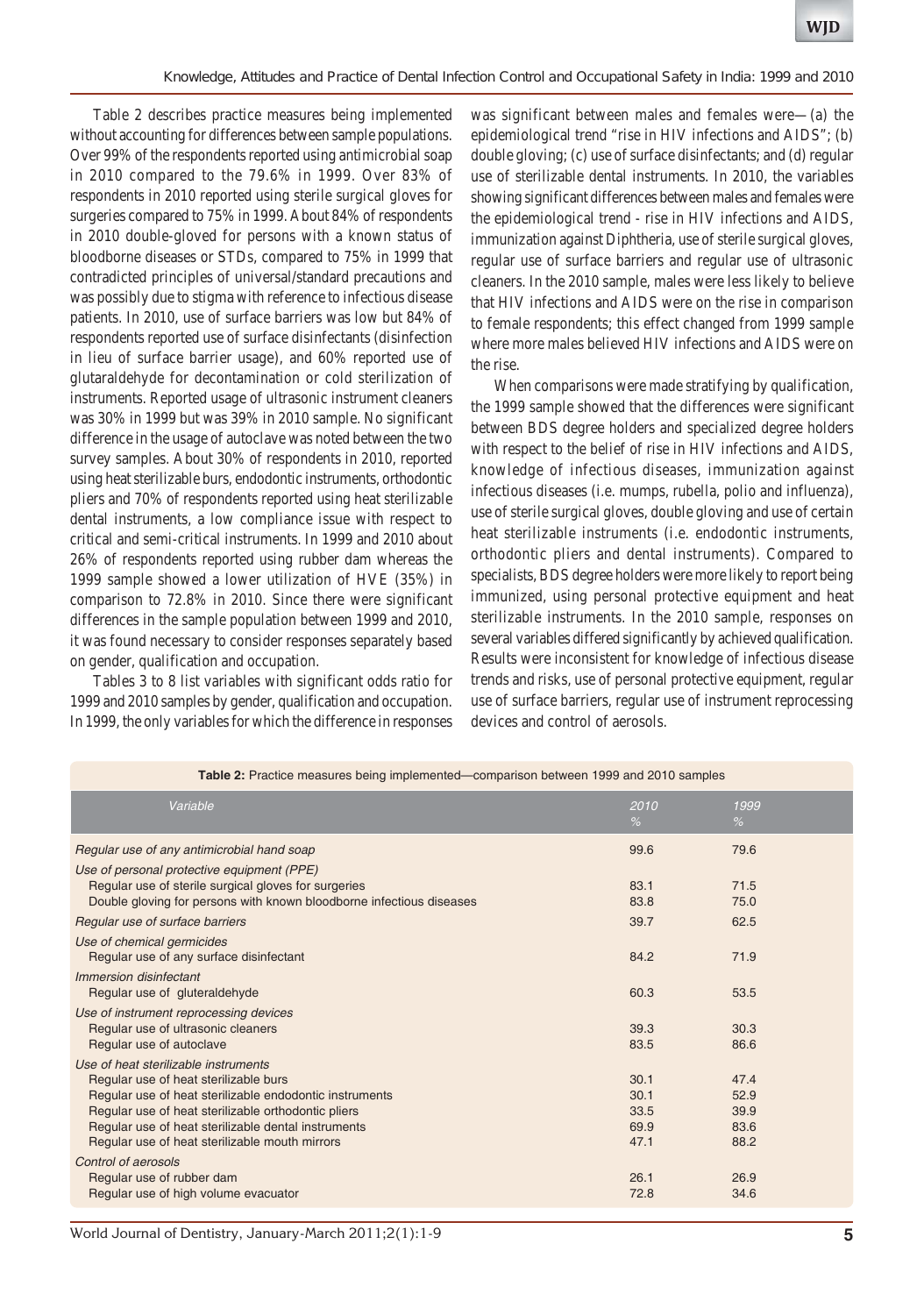Table 2 describes practice measures being implemented without accounting for differences between sample populations. Over 99% of the respondents reported using antimicrobial soap in 2010 compared to the 79.6% in 1999. Over 83% of respondents in 2010 reported using sterile surgical gloves for surgeries compared to 75% in 1999. About 84% of respondents in 2010 double-gloved for persons with a known status of bloodborne diseases or STDs, compared to 75% in 1999 that contradicted principles of universal/standard precautions and was possibly due to stigma with reference to infectious disease patients. In 2010, use of surface barriers was low but 84% of respondents reported use of surface disinfectants (disinfection in lieu of surface barrier usage), and 60% reported use of glutaraldehyde for decontamination or cold sterilization of instruments. Reported usage of ultrasonic instrument cleaners was 30% in 1999 but was 39% in 2010 sample. No significant difference in the usage of autoclave was noted between the two survey samples. About 30% of respondents in 2010, reported using heat sterilizable burs, endodontic instruments, orthodontic pliers and 70% of respondents reported using heat sterilizable dental instruments, a low compliance issue with respect to critical and semi-critical instruments. In 1999 and 2010 about 26% of respondents reported using rubber dam whereas the 1999 sample showed a lower utilization of HVE (35%) in comparison to 72.8% in 2010. Since there were significant differences in the sample population between 1999 and 2010, it was found necessary to consider responses separately based on gender, qualification and occupation.

Tables 3 to 8 list variables with significant odds ratio for 1999 and 2010 samples by gender, qualification and occupation. In 1999, the only variables for which the difference in responses was significant between males and females were—(a) the epidemiological trend "rise in HIV infections and AIDS"; (b) double gloving; (c) use of surface disinfectants; and (d) regular use of sterilizable dental instruments. In 2010, the variables showing significant differences between males and females were the epidemiological trend - rise in HIV infections and AIDS, immunization against Diphtheria, use of sterile surgical gloves, regular use of surface barriers and regular use of ultrasonic cleaners. In the 2010 sample, males were less likely to believe that HIV infections and AIDS were on the rise in comparison to female respondents; this effect changed from 1999 sample where more males believed HIV infections and AIDS were on the rise.

When comparisons were made stratifying by qualification, the 1999 sample showed that the differences were significant between BDS degree holders and specialized degree holders with respect to the belief of rise in HIV infections and AIDS, knowledge of infectious diseases, immunization against infectious diseases (i.e. mumps, rubella, polio and influenza), use of sterile surgical gloves, double gloving and use of certain heat sterilizable instruments (i.e. endodontic instruments, orthodontic pliers and dental instruments). Compared to specialists, BDS degree holders were more likely to report being immunized, using personal protective equipment and heat sterilizable instruments. In the 2010 sample, responses on several variables differed significantly by achieved qualification. Results were inconsistent for knowledge of infectious disease trends and risks, use of personal protective equipment, regular use of surface barriers, regular use of instrument reprocessing devices and control of aerosols.

**Table 2:** Practice measures being implemented—comparison between 1999 and 2010 samples

| *Variable* | *2010 %* | *1999 %* |
|---|---|---|
| *Regular use of any antimicrobial hand soap* | 99.6 | 79.6 |
| *Use of personal protective equipment (PPE)* | | |
| Regular use of sterile surgical gloves for surgeries | 83.1 | 71.5 |
| Double gloving for persons with known bloodborne infectious diseases | 83.8 | 75.0 |
| *Regular use of surface barriers* | 39.7 | 62.5 |
| *Use of chemical germicides* | | |
| Regular use of any surface disinfectant | 84.2 | 71.9 |
| *Immersion disinfectant* | | |
| Regular use of gluteraldehyde | 60.3 | 53.5 |
| *Use of instrument reprocessing devices* | | |
| Regular use of ultrasonic cleaners | 39.3 | 30.3 |
| Regular use of autoclave | 83.5 | 86.6 |
| *Use of heat sterilizable instruments* | | |
| Regular use of heat sterilizable burs | 30.1 | 47.4 |
| Regular use of heat sterilizable endodontic instruments | 30.1 | 52.9 |
| Regular use of heat sterilizable orthodontic pliers | 33.5 | 39.9 |
| Regular use of heat sterilizable dental instruments | 69.9 | 83.6 |
| Regular use of heat sterilizable mouth mirrors | 47.1 | 88.2 |
| *Control of aerosols* | | |
| Regular use of rubber dam | 26.1 | 26.9 |
| Regular use of high volume evacuator | 72.8 | 34.6 |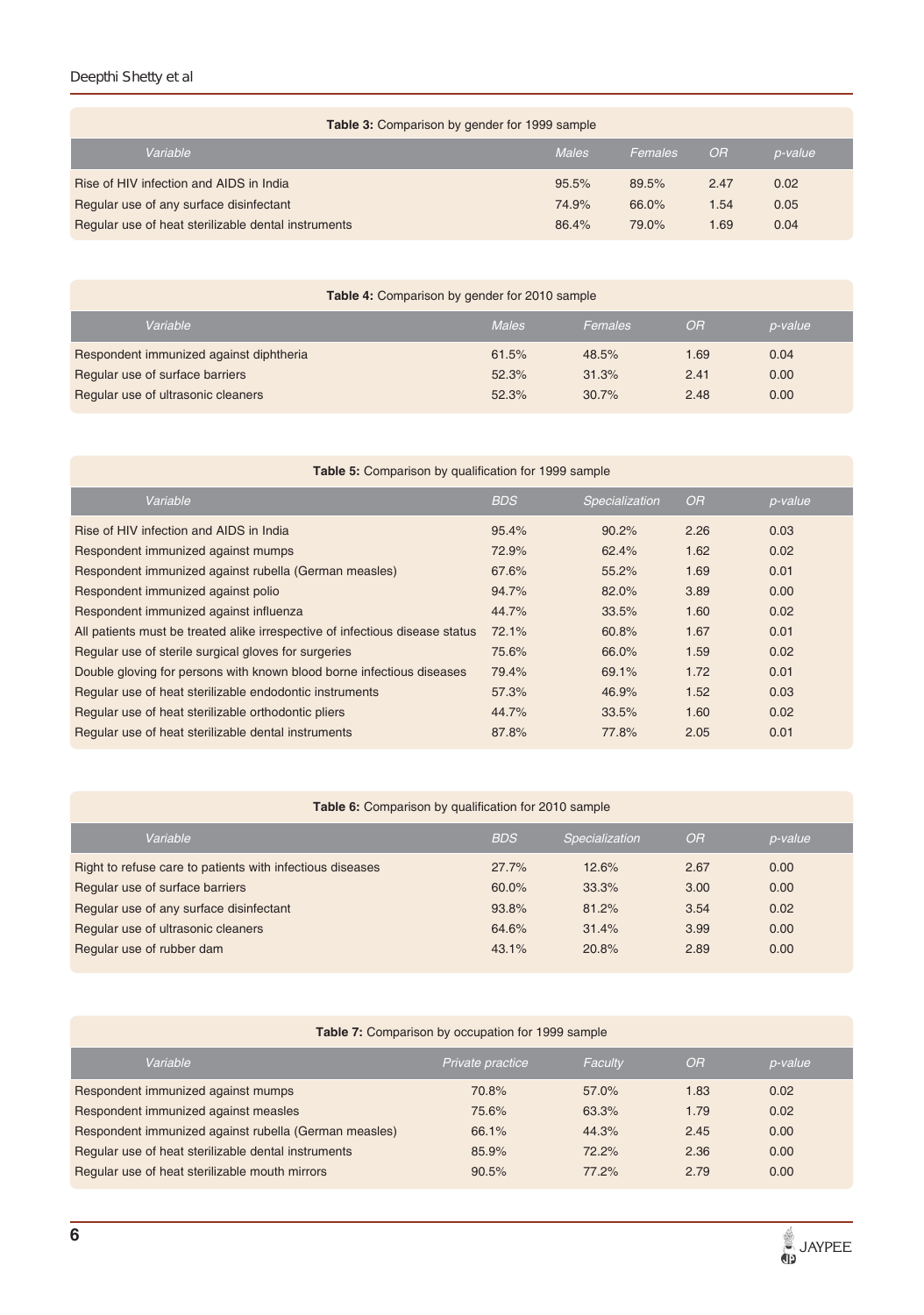**Table 3:** Comparison by gender for 1999 sample

| Variable | Males | Females | OR | p-value |
|---|---|---|---|---|
| Rise of HIV infection and AIDS in India | 95.5% | 89.5% | 2.47 | 0.02 |
| Regular use of any surface disinfectant | 74.9% | 66.0% | 1.54 | 0.05 |
| Regular use of heat sterilizable dental instruments | 86.4% | 79.0% | 1.69 | 0.04 |

**Table 4:** Comparison by gender for 2010 sample

| Variable | Males | Females | OR | p-value |
|---|---|---|---|---|
| Respondent immunized against diphtheria | 61.5% | 48.5% | 1.69 | 0.04 |
| Regular use of surface barriers | 52.3% | 31.3% | 2.41 | 0.00 |
| Regular use of ultrasonic cleaners | 52.3% | 30.7% | 2.48 | 0.00 |

**Table 5:** Comparison by qualification for 1999 sample

| Variable | BDS | Specialization | OR | p-value |
|---|---|---|---|---|
| Rise of HIV infection and AIDS in India | 95.4% | 90.2% | 2.26 | 0.03 |
| Respondent immunized against mumps | 72.9% | 62.4% | 1.62 | 0.02 |
| Respondent immunized against rubella (German measles) | 67.6% | 55.2% | 1.69 | 0.01 |
| Respondent immunized against polio | 94.7% | 82.0% | 3.89 | 0.00 |
| Respondent immunized against influenza | 44.7% | 33.5% | 1.60 | 0.02 |
| All patients must be treated alike irrespective of infectious disease status | 72.1% | 60.8% | 1.67 | 0.01 |
| Regular use of sterile surgical gloves for surgeries | 75.6% | 66.0% | 1.59 | 0.02 |
| Double gloving for persons with known blood borne infectious diseases | 79.4% | 69.1% | 1.72 | 0.01 |
| Regular use of heat sterilizable endodontic instruments | 57.3% | 46.9% | 1.52 | 0.03 |
| Regular use of heat sterilizable orthodontic pliers | 44.7% | 33.5% | 1.60 | 0.02 |
| Regular use of heat sterilizable dental instruments | 87.8% | 77.8% | 2.05 | 0.01 |

**Table 6:** Comparison by qualification for 2010 sample

| Variable | BDS | Specialization | OR | p-value |
|---|---|---|---|---|
| Right to refuse care to patients with infectious diseases | 27.7% | 12.6% | 2.67 | 0.00 |
| Regular use of surface barriers | 60.0% | 33.3% | 3.00 | 0.00 |
| Regular use of any surface disinfectant | 93.8% | 81.2% | 3.54 | 0.02 |
| Regular use of ultrasonic cleaners | 64.6% | 31.4% | 3.99 | 0.00 |
| Regular use of rubber dam | 43.1% | 20.8% | 2.89 | 0.00 |

**Table 7:** Comparison by occupation for 1999 sample

| Variable | Private practice | Faculty | OR | p-value |
|---|---|---|---|---|
| Respondent immunized against mumps | 70.8% | 57.0% | 1.83 | 0.02 |
| Respondent immunized against measles | 75.6% | 63.3% | 1.79 | 0.02 |
| Respondent immunized against rubella (German measles) | 66.1% | 44.3% | 2.45 | 0.00 |
| Regular use of heat sterilizable dental instruments | 85.9% | 72.2% | 2.36 | 0.00 |
| Regular use of heat sterilizable mouth mirrors | 90.5% | 77.2% | 2.79 | 0.00 |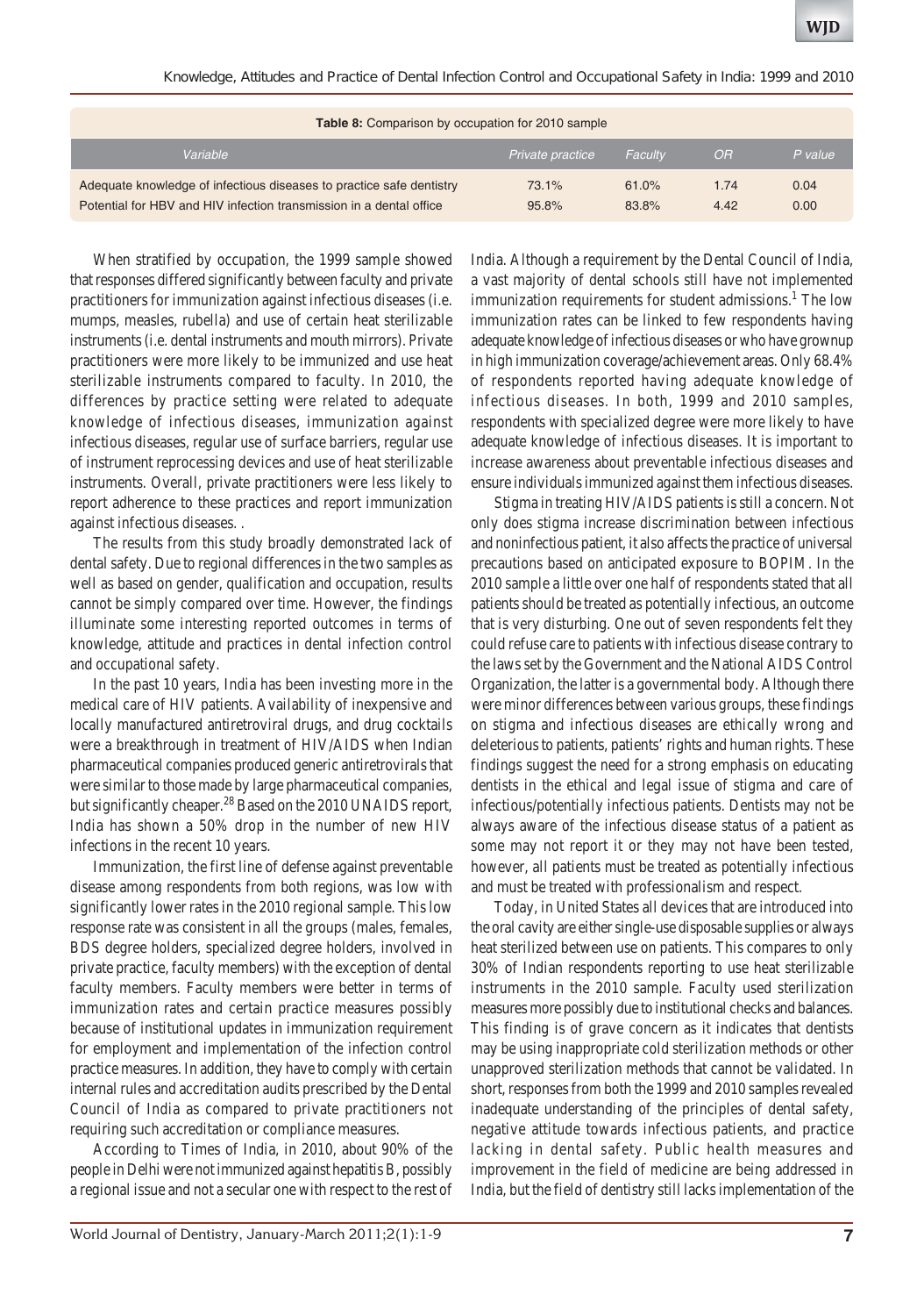**Table 8:** Comparison by occupation for 2010 sample

| Variable | Private practice | Faculty | OR | P value |
|---|---|---|---|---|
| Adequate knowledge of infectious diseases to practice safe dentistry | 73.1% | 61.0% | 1.74 | 0.04 |
| Potential for HBV and HIV infection transmission in a dental office | 95.8% | 83.8% | 4.42 | 0.00 |

When stratified by occupation, the 1999 sample showed that responses differed significantly between faculty and private practitioners for immunization against infectious diseases (i.e. mumps, measles, rubella) and use of certain heat sterilizable instruments (i.e. dental instruments and mouth mirrors). Private practitioners were more likely to be immunized and use heat sterilizable instruments compared to faculty. In 2010, the differences by practice setting were related to adequate knowledge of infectious diseases, immunization against infectious diseases, regular use of surface barriers, regular use of instrument reprocessing devices and use of heat sterilizable instruments. Overall, private practitioners were less likely to report adherence to these practices and report immunization against infectious diseases. .

The results from this study broadly demonstrated lack of dental safety. Due to regional differences in the two samples as well as based on gender, qualification and occupation, results cannot be simply compared over time. However, the findings illuminate some interesting reported outcomes in terms of knowledge, attitude and practices in dental infection control and occupational safety.

In the past 10 years, India has been investing more in the medical care of HIV patients. Availability of inexpensive and locally manufactured antiretroviral drugs, and drug cocktails were a breakthrough in treatment of HIV/AIDS when Indian pharmaceutical companies produced generic antiretrovirals that were similar to those made by large pharmaceutical companies, but significantly cheaper.[28] Based on the 2010 UNAIDS report, India has shown a 50% drop in the number of new HIV infections in the recent 10 years.

Immunization, the first line of defense against preventable disease among respondents from both regions, was low with significantly lower rates in the 2010 regional sample. This low response rate was consistent in all the groups (males, females, BDS degree holders, specialized degree holders, involved in private practice, faculty members) with the exception of dental faculty members. Faculty members were better in terms of immunization rates and certain practice measures possibly because of institutional updates in immunization requirement for employment and implementation of the infection control practice measures. In addition, they have to comply with certain internal rules and accreditation audits prescribed by the Dental Council of India as compared to private practitioners not requiring such accreditation or compliance measures.

According to Times of India, in 2010, about 90% of the people in Delhi were not immunized against hepatitis B, possibly a regional issue and not a secular one with respect to the rest of India. Although a requirement by the Dental Council of India, a vast majority of dental schools still have not implemented immunization requirements for student admissions.[1] The low immunization rates can be linked to few respondents having adequate knowledge of infectious diseases or who have grownup in high immunization coverage/achievement areas. Only 68.4% of respondents reported having adequate knowledge of infectious diseases. In both, 1999 and 2010 samples, respondents with specialized degree were more likely to have adequate knowledge of infectious diseases. It is important to increase awareness about preventable infectious diseases and ensure individuals immunized against them infectious diseases.

Stigma in treating HIV/AIDS patients is still a concern. Not only does stigma increase discrimination between infectious and noninfectious patient, it also affects the practice of universal precautions based on anticipated exposure to BOPIM. In the 2010 sample a little over one half of respondents stated that all patients should be treated as potentially infectious, an outcome that is very disturbing. One out of seven respondents felt they could refuse care to patients with infectious disease contrary to the laws set by the Government and the National AIDS Control Organization, the latter is a governmental body. Although there were minor differences between various groups, these findings on stigma and infectious diseases are ethically wrong and deleterious to patients, patients' rights and human rights. These findings suggest the need for a strong emphasis on educating dentists in the ethical and legal issue of stigma and care of infectious/potentially infectious patients. Dentists may not be always aware of the infectious disease status of a patient as some may not report it or they may not have been tested, however, all patients must be treated as potentially infectious and must be treated with professionalism and respect.

Today, in United States all devices that are introduced into the oral cavity are either single-use disposable supplies or always heat sterilized between use on patients. This compares to only 30% of Indian respondents reporting to use heat sterilizable instruments in the 2010 sample. Faculty used sterilization measures more possibly due to institutional checks and balances. This finding is of grave concern as it indicates that dentists may be using inappropriate cold sterilization methods or other unapproved sterilization methods that cannot be validated. In short, responses from both the 1999 and 2010 samples revealed inadequate understanding of the principles of dental safety, negative attitude towards infectious patients, and practice lacking in dental safety. Public health measures and improvement in the field of medicine are being addressed in India, but the field of dentistry still lacks implementation of the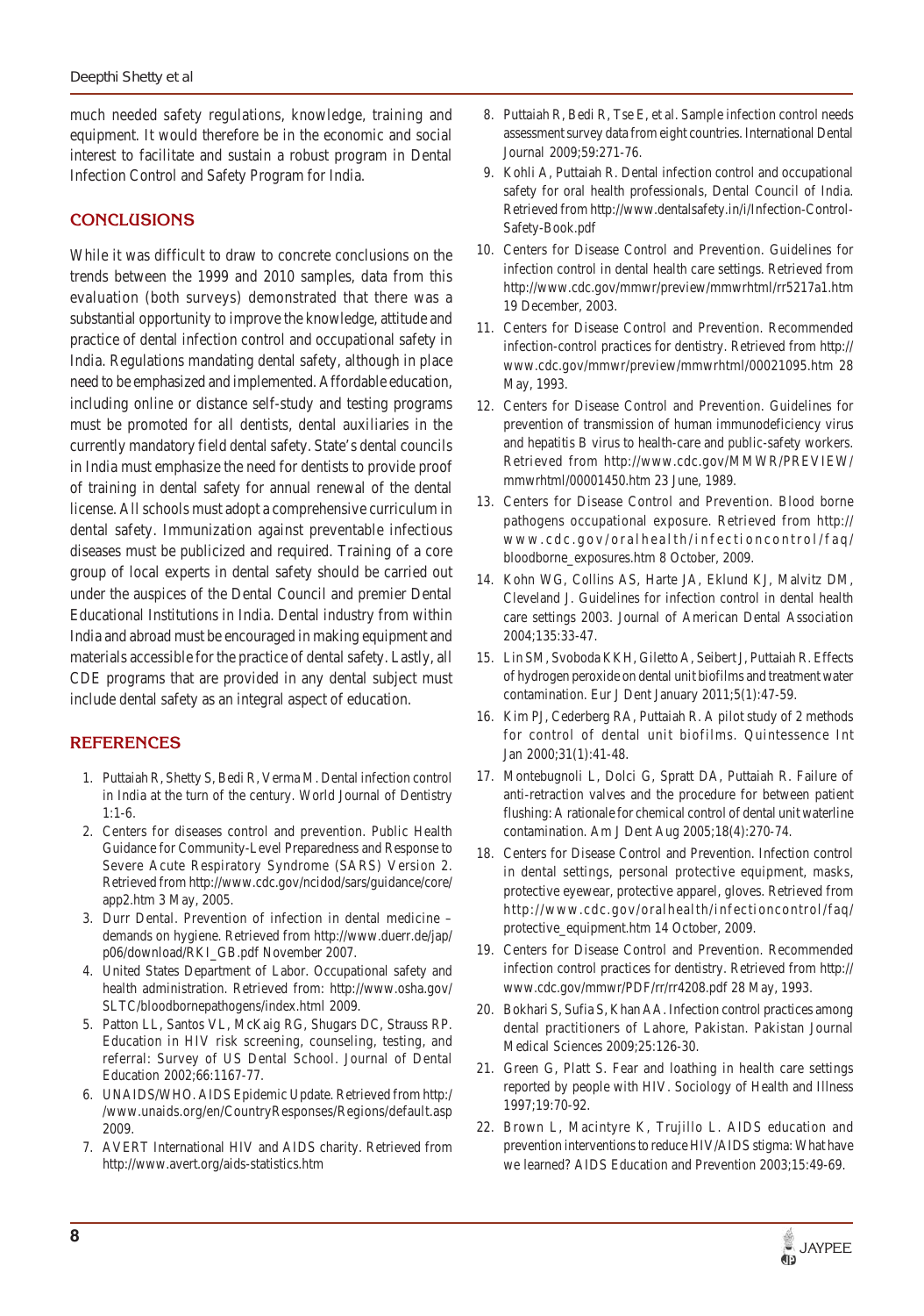much needed safety regulations, knowledge, training and equipment. It would therefore be in the economic and social interest to facilitate and sustain a robust program in Dental Infection Control and Safety Program for India.

## CONCLUSIONS

While it was difficult to draw to concrete conclusions on the trends between the 1999 and 2010 samples, data from this evaluation (both surveys) demonstrated that there was a substantial opportunity to improve the knowledge, attitude and practice of dental infection control and occupational safety in India. Regulations mandating dental safety, although in place need to be emphasized and implemented. Affordable education, including online or distance self-study and testing programs must be promoted for all dentists, dental auxiliaries in the currently mandatory field dental safety. State's dental councils in India must emphasize the need for dentists to provide proof of training in dental safety for annual renewal of the dental license. All schools must adopt a comprehensive curriculum in dental safety. Immunization against preventable infectious diseases must be publicized and required. Training of a core group of local experts in dental safety should be carried out under the auspices of the Dental Council and premier Dental Educational Institutions in India. Dental industry from within India and abroad must be encouraged in making equipment and materials accessible for the practice of dental safety. Lastly, all CDE programs that are provided in any dental subject must include dental safety as an integral aspect of education.

## REFERENCES

1. Puttaiah R, Shetty S, Bedi R, Verma M. Dental infection control in India at the turn of the century. World Journal of Dentistry 1:1-6.
2. Centers for diseases control and prevention. Public Health Guidance for Community-Level Preparedness and Response to Severe Acute Respiratory Syndrome (SARS) Version 2. Retrieved from http://www.cdc.gov/ncidod/sars/guidance/core/app2.htm 3 May, 2005.
3. Durr Dental. Prevention of infection in dental medicine – demands on hygiene. Retrieved from http://www.duerr.de/jap/p06/download/RKI_GB.pdf November 2007.
4. United States Department of Labor. Occupational safety and health administration. Retrieved from: http://www.osha.gov/SLTC/bloodbornepathogens/index.html 2009.
5. Patton LL, Santos VL, McKaig RG, Shugars DC, Strauss RP. Education in HIV risk screening, counseling, testing, and referral: Survey of US Dental School. Journal of Dental Education 2002;66:1167-77.
6. UNAIDS/WHO. AIDS Epidemic Update. Retrieved from http://www.unaids.org/en/CountryResponses/Regions/default.asp 2009.
7. AVERT International HIV and AIDS charity. Retrieved from http://www.avert.org/aids-statistics.htm
8. Puttaiah R, Bedi R, Tse E, et al. Sample infection control needs assessment survey data from eight countries. International Dental Journal 2009;59:271-76.
9. Kohli A, Puttaiah R. Dental infection control and occupational safety for oral health professionals, Dental Council of India. Retrieved from http://www.dentalsafety.in/i/Infection-Control-Safety-Book.pdf
10. Centers for Disease Control and Prevention. Guidelines for infection control in dental health care settings. Retrieved from http://www.cdc.gov/mmwr/preview/mmwrhtml/rr5217a1.htm 19 December, 2003.
11. Centers for Disease Control and Prevention. Recommended infection-control practices for dentistry. Retrieved from http://www.cdc.gov/mmwr/preview/mmwrhtml/00021095.htm 28 May, 1993.
12. Centers for Disease Control and Prevention. Guidelines for prevention of transmission of human immunodeficiency virus and hepatitis B virus to health-care and public-safety workers. Retrieved from http://www.cdc.gov/MMWR/PREVIEW/mmwrhtml/00001450.htm 23 June, 1989.
13. Centers for Disease Control and Prevention. Blood borne pathogens occupational exposure. Retrieved from http://www.cdc.gov/oralhealth/infectioncontrol/faq/bloodborne_exposures.htm 8 October, 2009.
14. Kohn WG, Collins AS, Harte JA, Eklund KJ, Malvitz DM, Cleveland J. Guidelines for infection control in dental health care settings 2003. Journal of American Dental Association 2004;135:33-47.
15. Lin SM, Svoboda KKH, Giletto A, Seibert J, Puttaiah R. Effects of hydrogen peroxide on dental unit biofilms and treatment water contamination. Eur J Dent January 2011;5(1):47-59.
16. Kim PJ, Cederberg RA, Puttaiah R. A pilot study of 2 methods for control of dental unit biofilms. Quintessence Int Jan 2000;31(1):41-48.
17. Montebugnoli L, Dolci G, Spratt DA, Puttaiah R. Failure of anti-retraction valves and the procedure for between patient flushing: A rationale for chemical control of dental unit waterline contamination. Am J Dent Aug 2005;18(4):270-74.
18. Centers for Disease Control and Prevention. Infection control in dental settings, personal protective equipment, masks, protective eyewear, protective apparel, gloves. Retrieved from http://www.cdc.gov/oralhealth/infectioncontrol/faq/protective_equipment.htm 14 October, 2009.
19. Centers for Disease Control and Prevention. Recommended infection control practices for dentistry. Retrieved from http://www.cdc.gov/mmwr/PDF/rr/rr4208.pdf 28 May, 1993.
20. Bokhari S, Sufia S, Khan AA. Infection control practices among dental practitioners of Lahore, Pakistan. Pakistan Journal Medical Sciences 2009;25:126-30.
21. Green G, Platt S. Fear and loathing in health care settings reported by people with HIV. Sociology of Health and Illness 1997;19:70-92.
22. Brown L, Macintyre K, Trujillo L. AIDS education and prevention interventions to reduce HIV/AIDS stigma: What have we learned? AIDS Education and Prevention 2003;15:49-69.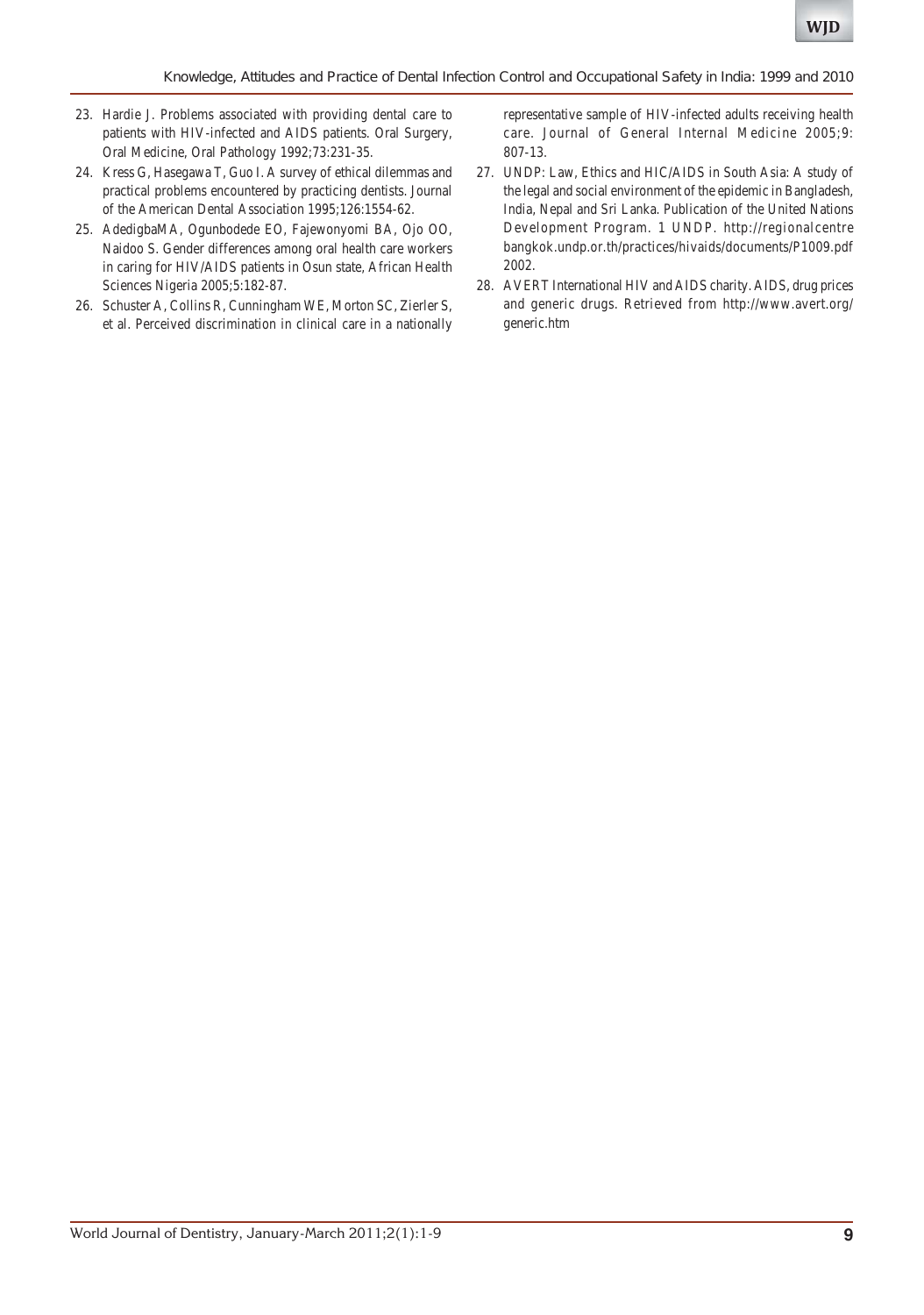23. Hardie J. Problems associated with providing dental care to patients with HIV-infected and AIDS patients. Oral Surgery, Oral Medicine, Oral Pathology 1992;73:231-35.
24. Kress G, Hasegawa T, Guo I. A survey of ethical dilemmas and practical problems encountered by practicing dentists. Journal of the American Dental Association 1995;126:1554-62.
25. AdedigbaMA, Ogunbodede EO, Fajewonyomi BA, Ojo OO, Naidoo S. Gender differences among oral health care workers in caring for HIV/AIDS patients in Osun state, African Health Sciences Nigeria 2005;5:182-87.
26. Schuster A, Collins R, Cunningham WE, Morton SC, Zierler S, et al. Perceived discrimination in clinical care in a nationally representative sample of HIV-infected adults receiving health care. Journal of General Internal Medicine 2005;9: 807-13.
27. UNDP: Law, Ethics and HIC/AIDS in South Asia: A study of the legal and social environment of the epidemic in Bangladesh, India, Nepal and Sri Lanka. Publication of the United Nations Development Program. 1 UNDP. http://regionalcentre bangkok.undp.or.th/practices/hivaids/documents/P1009.pdf 2002.
28. AVERT International HIV and AIDS charity. AIDS, drug prices and generic drugs. Retrieved from http://www.avert.org/generic.htm